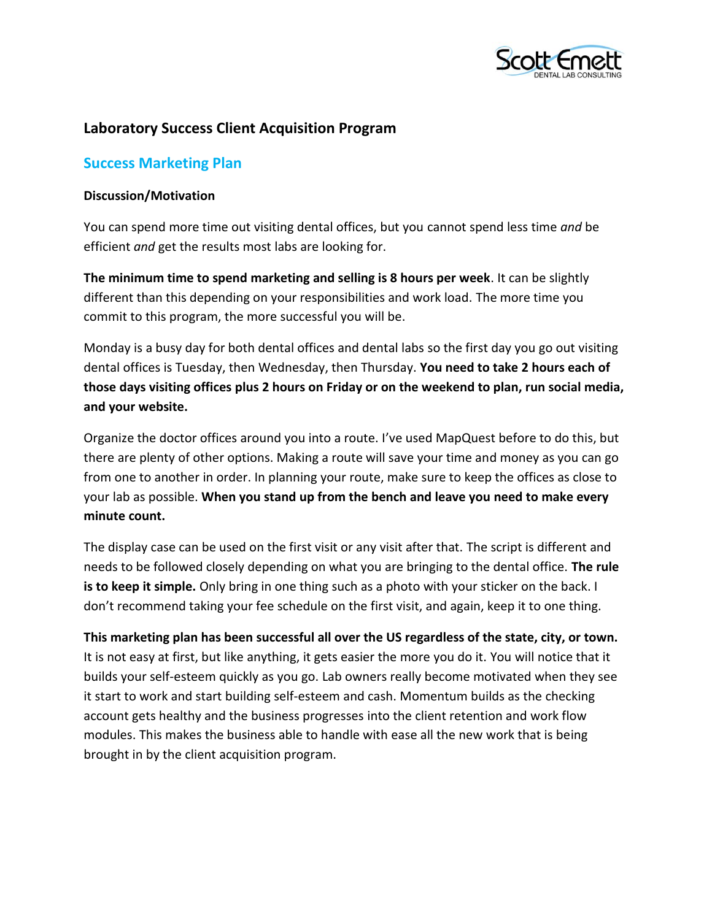# Laboratory Success Client Acquisition Program

## Success Marketing Plan

### Discussion/Motivation

You can spend more time out visiting dental offices, but you cannot spend less time *and* be efficient *and* get the results most labs are looking for.

**The minimum time to spend marketing and selling is 8 hours per week**. It can be slightly different than this depending on your responsibilities and work load. The more time you commit to this program, the more successful you will be.

Monday is a busy day for both dental offices and dental labs so the first day you go out visiting dental offices is Tuesday, then Wednesday, then Thursday. **You need to take 2 hours each of those days visiting offices plus 2 hours on Friday or on the weekend to plan, run social media, and your website.**

Organize the doctor offices around you into a route. I've used MapQuest before to do this, but there are plenty of other options. Making a route will save your time and money as you can go from one to another in order. In planning your route, make sure to keep the offices as close to your lab as possible. **When you stand up from the bench and leave you need to make every minute count.**

The display case can be used on the first visit or any visit after that. The script is different and needs to be followed closely depending on what you are bringing to the dental office. **The rule is to keep it simple.** Only bring in one thing such as a photo with your sticker on the back. I don't recommend taking your fee schedule on the first visit, and again, keep it to one thing.

**This marketing plan has been successful all over the US regardless of the state, city, or town.** It is not easy at first, but like anything, it gets easier the more you do it. You will notice that it builds your self-esteem quickly as you go. Lab owners really become motivated when they see it start to work and start building self-esteem and cash. Momentum builds as the checking account gets healthy and the business progresses into the client retention and work flow modules. This makes the business able to handle with ease all the new work that is being brought in by the client acquisition program.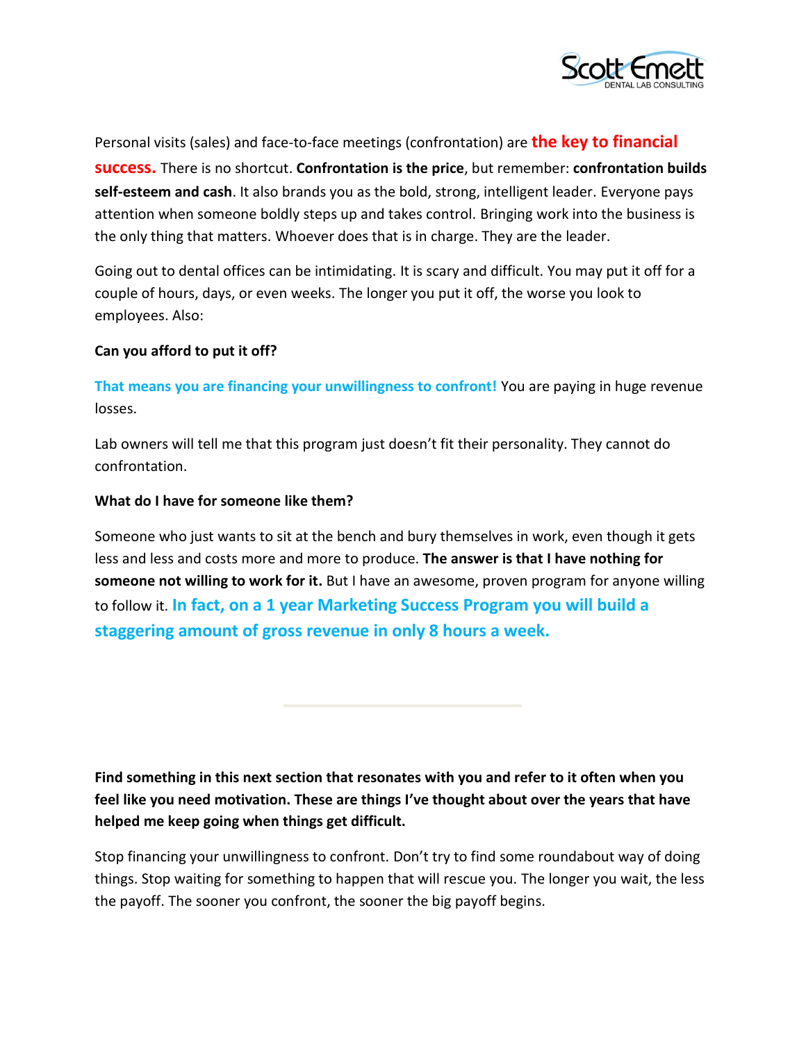Personal visits (sales) and face-to-face meetings (confrontation) are **the key to financial success.** There is no shortcut. **Confrontation is the price**, but remember: **confrontation builds self-esteem and cash**. It also brands you as the bold, strong, intelligent leader. Everyone pays attention when someone boldly steps up and takes control. Bringing work into the business is the only thing that matters. Whoever does that is in charge. They are the leader.

Going out to dental offices can be intimidating. It is scary and difficult. You may put it off for a couple of hours, days, or even weeks. The longer you put it off, the worse you look to employees. Also:

**Can you afford to put it off?**

**That means you are financing your unwillingness to confront!** You are paying in huge revenue losses.

Lab owners will tell me that this program just doesn't fit their personality. They cannot do confrontation.

**What do I have for someone like them?**

Someone who just wants to sit at the bench and bury themselves in work, even though it gets less and less and costs more and more to produce. **The answer is that I have nothing for someone not willing to work for it.** But I have an awesome, proven program for anyone willing to follow it. **In fact, on a 1 year Marketing Success Program you will build a staggering amount of gross revenue in only 8 hours a week.**

---

**Find something in this next section that resonates with you and refer to it often when you feel like you need motivation. These are things I've thought about over the years that have helped me keep going when things get difficult.**

Stop financing your unwillingness to confront. Don't try to find some roundabout way of doing things. Stop waiting for something to happen that will rescue you. The longer you wait, the less the payoff. The sooner you confront, the sooner the big payoff begins.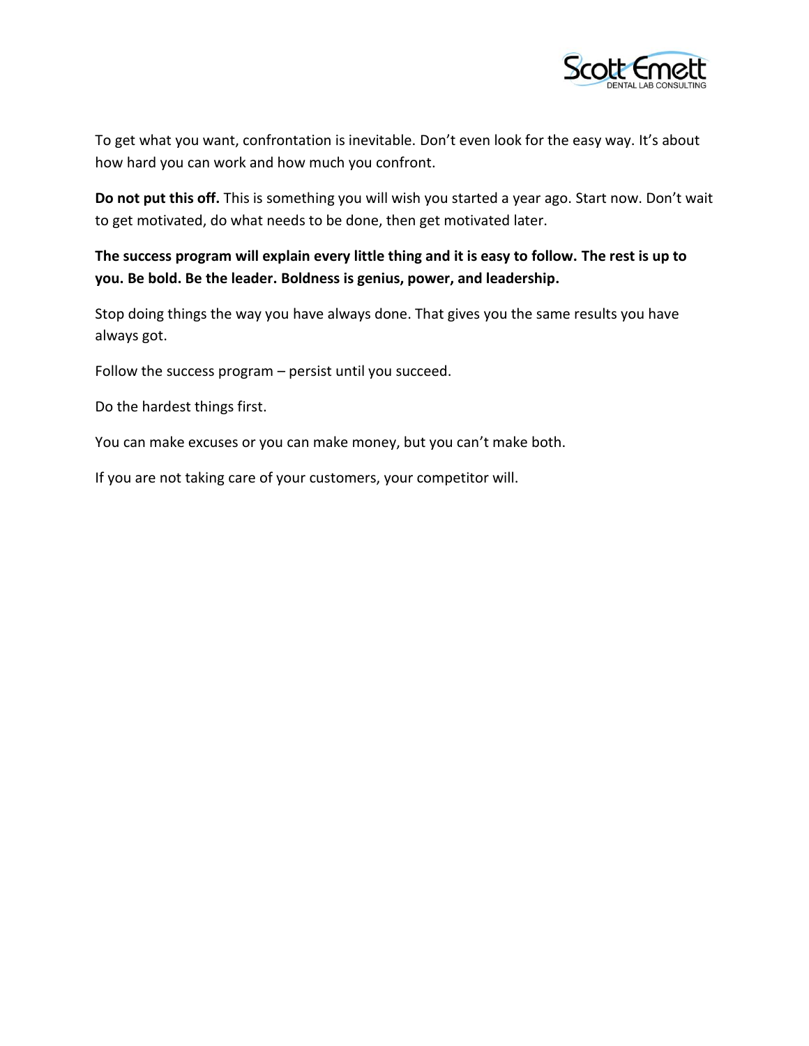To get what you want, confrontation is inevitable. Don't even look for the easy way. It's about how hard you can work and how much you confront.

**Do not put this off.** This is something you will wish you started a year ago. Start now. Don't wait to get motivated, do what needs to be done, then get motivated later.

**The success program will explain every little thing and it is easy to follow. The rest is up to you. Be bold. Be the leader. Boldness is genius, power, and leadership.**

Stop doing things the way you have always done. That gives you the same results you have always got.

Follow the success program – persist until you succeed.

Do the hardest things first.

You can make excuses or you can make money, but you can't make both.

If you are not taking care of your customers, your competitor will.